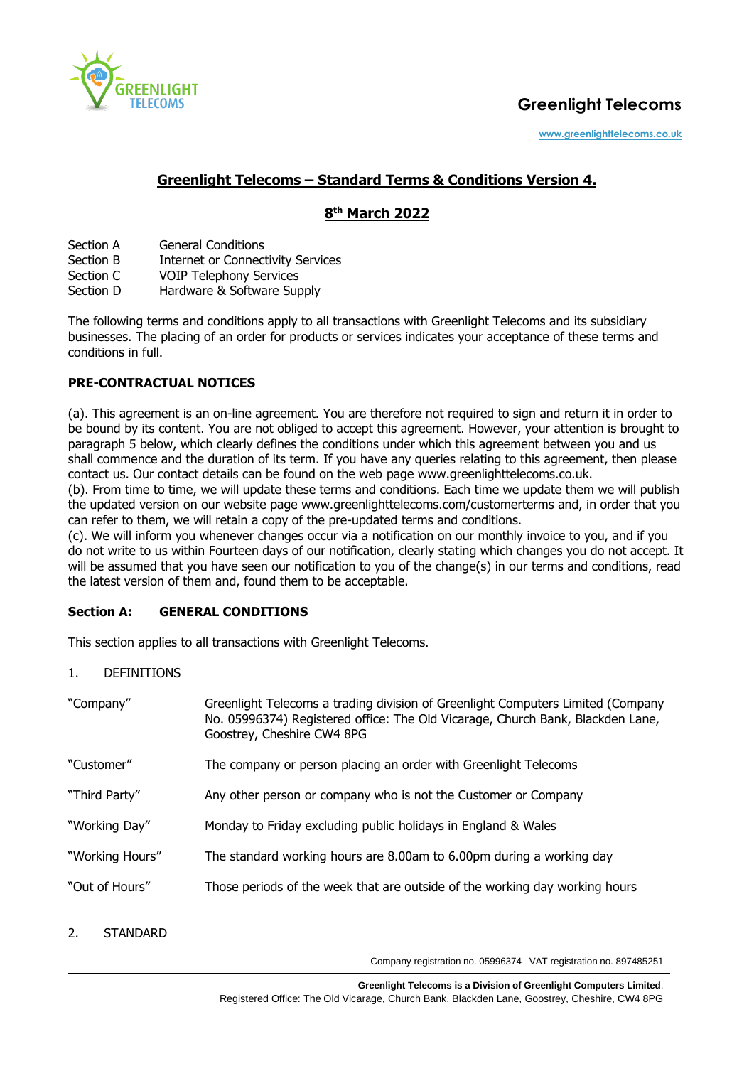# Greenlight Telecoms

www.greenlighttelecoms.co.uk

## Greenlight Telecoms – Standard Terms & Conditions Version 4.

## 8th March 2022

| | |
|---|---|
| Section A | General Conditions |
| Section B | Internet or Connectivity Services |
| Section C | VOIP Telephony Services |
| Section D | Hardware & Software Supply |

The following terms and conditions apply to all transactions with Greenlight Telecoms and its subsidiary businesses. The placing of an order for products or services indicates your acceptance of these terms and conditions in full.

**PRE-CONTRACTUAL NOTICES**

(a). This agreement is an on-line agreement. You are therefore not required to sign and return it in order to be bound by its content. You are not obliged to accept this agreement. However, your attention is brought to paragraph 5 below, which clearly defines the conditions under which this agreement between you and us shall commence and the duration of its term. If you have any queries relating to this agreement, then please contact us. Our contact details can be found on the web page www.greenlighttelecoms.co.uk.

(b). From time to time, we will update these terms and conditions. Each time we update them we will publish the updated version on our website page www.greenlighttelecoms.com/customerterms and, in order that you can refer to them, we will retain a copy of the pre-updated terms and conditions.

(c). We will inform you whenever changes occur via a notification on our monthly invoice to you, and if you do not write to us within Fourteen days of our notification, clearly stating which changes you do not accept. It will be assumed that you have seen our notification to you of the change(s) in our terms and conditions, read the latest version of them and, found them to be acceptable.

**Section A: GENERAL CONDITIONS**

This section applies to all transactions with Greenlight Telecoms.

1. DEFINITIONS

| | |
|---|---|
| "Company" | Greenlight Telecoms a trading division of Greenlight Computers Limited (Company No. 05996374) Registered office: The Old Vicarage, Church Bank, Blackden Lane, Goostrey, Cheshire CW4 8PG |
| "Customer" | The company or person placing an order with Greenlight Telecoms |
| "Third Party" | Any other person or company who is not the Customer or Company |
| "Working Day" | Monday to Friday excluding public holidays in England & Wales |
| "Working Hours" | The standard working hours are 8.00am to 6.00pm during a working day |
| "Out of Hours" | Those periods of the week that are outside of the working day working hours |

2. STANDARD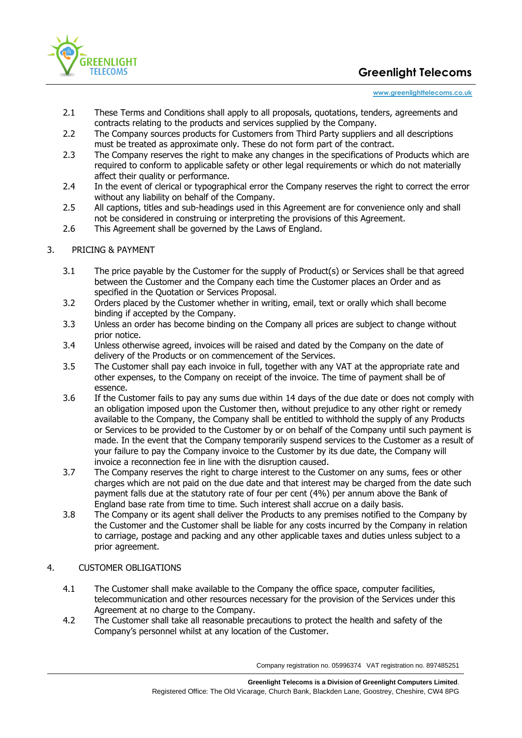2.1 These Terms and Conditions shall apply to all proposals, quotations, tenders, agreements and contracts relating to the products and services supplied by the Company.

2.2 The Company sources products for Customers from Third Party suppliers and all descriptions must be treated as approximate only. These do not form part of the contract.

2.3 The Company reserves the right to make any changes in the specifications of Products which are required to conform to applicable safety or other legal requirements or which do not materially affect their quality or performance.

2.4 In the event of clerical or typographical error the Company reserves the right to correct the error without any liability on behalf of the Company.

2.5 All captions, titles and sub-headings used in this Agreement are for convenience only and shall not be considered in construing or interpreting the provisions of this Agreement.

2.6 This Agreement shall be governed by the Laws of England.

## 3. PRICING & PAYMENT

3.1 The price payable by the Customer for the supply of Product(s) or Services shall be that agreed between the Customer and the Company each time the Customer places an Order and as specified in the Quotation or Services Proposal.

3.2 Orders placed by the Customer whether in writing, email, text or orally which shall become binding if accepted by the Company.

3.3 Unless an order has become binding on the Company all prices are subject to change without prior notice.

3.4 Unless otherwise agreed, invoices will be raised and dated by the Company on the date of delivery of the Products or on commencement of the Services.

3.5 The Customer shall pay each invoice in full, together with any VAT at the appropriate rate and other expenses, to the Company on receipt of the invoice. The time of payment shall be of essence.

3.6 If the Customer fails to pay any sums due within 14 days of the due date or does not comply with an obligation imposed upon the Customer then, without prejudice to any other right or remedy available to the Company, the Company shall be entitled to withhold the supply of any Products or Services to be provided to the Customer by or on behalf of the Company until such payment is made. In the event that the Company temporarily suspend services to the Customer as a result of your failure to pay the Company invoice to the Customer by its due date, the Company will invoice a reconnection fee in line with the disruption caused.

3.7 The Company reserves the right to charge interest to the Customer on any sums, fees or other charges which are not paid on the due date and that interest may be charged from the date such payment falls due at the statutory rate of four per cent (4%) per annum above the Bank of England base rate from time to time. Such interest shall accrue on a daily basis.

3.8 The Company or its agent shall deliver the Products to any premises notified to the Company by the Customer and the Customer shall be liable for any costs incurred by the Company in relation to carriage, postage and packing and any other applicable taxes and duties unless subject to a prior agreement.

## 4. CUSTOMER OBLIGATIONS

4.1 The Customer shall make available to the Company the office space, computer facilities, telecommunication and other resources necessary for the provision of the Services under this Agreement at no charge to the Company.

4.2 The Customer shall take all reasonable precautions to protect the health and safety of the Company's personnel whilst at any location of the Customer.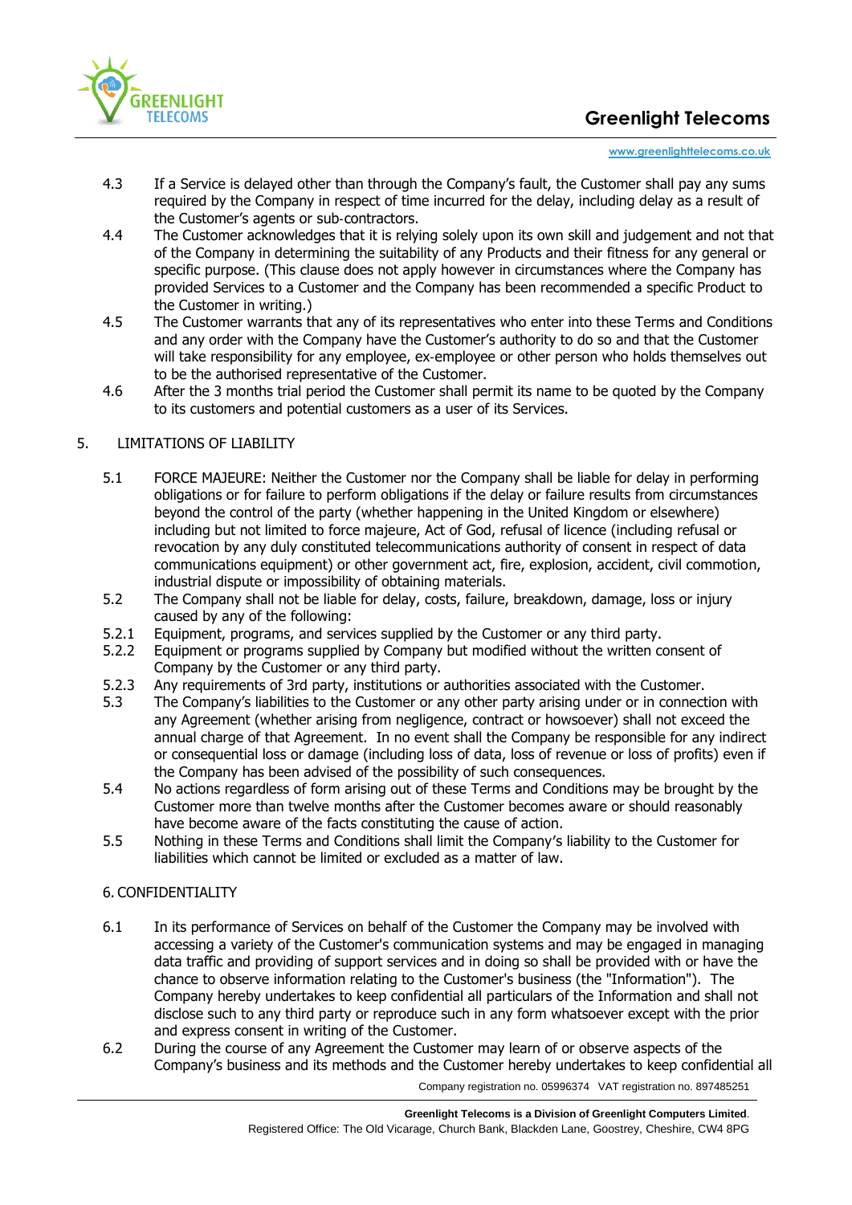4.3 If a Service is delayed other than through the Company's fault, the Customer shall pay any sums required by the Company in respect of time incurred for the delay, including delay as a result of the Customer's agents or sub-contractors.

4.4 The Customer acknowledges that it is relying solely upon its own skill and judgement and not that of the Company in determining the suitability of any Products and their fitness for any general or specific purpose. (This clause does not apply however in circumstances where the Company has provided Services to a Customer and the Company has been recommended a specific Product to the Customer in writing.)

4.5 The Customer warrants that any of its representatives who enter into these Terms and Conditions and any order with the Company have the Customer's authority to do so and that the Customer will take responsibility for any employee, ex-employee or other person who holds themselves out to be the authorised representative of the Customer.

4.6 After the 3 months trial period the Customer shall permit its name to be quoted by the Company to its customers and potential customers as a user of its Services.

## 5. LIMITATIONS OF LIABILITY

5.1 FORCE MAJEURE: Neither the Customer nor the Company shall be liable for delay in performing obligations or for failure to perform obligations if the delay or failure results from circumstances beyond the control of the party (whether happening in the United Kingdom or elsewhere) including but not limited to force majeure, Act of God, refusal of licence (including refusal or revocation by any duly constituted telecommunications authority of consent in respect of data communications equipment) or other government act, fire, explosion, accident, civil commotion, industrial dispute or impossibility of obtaining materials.

5.2 The Company shall not be liable for delay, costs, failure, breakdown, damage, loss or injury caused by any of the following:

5.2.1 Equipment, programs, and services supplied by the Customer or any third party.

5.2.2 Equipment or programs supplied by Company but modified without the written consent of Company by the Customer or any third party.

5.2.3 Any requirements of 3rd party, institutions or authorities associated with the Customer.

5.3 The Company's liabilities to the Customer or any other party arising under or in connection with any Agreement (whether arising from negligence, contract or howsoever) shall not exceed the annual charge of that Agreement. In no event shall the Company be responsible for any indirect or consequential loss or damage (including loss of data, loss of revenue or loss of profits) even if the Company has been advised of the possibility of such consequences.

5.4 No actions regardless of form arising out of these Terms and Conditions may be brought by the Customer more than twelve months after the Customer becomes aware or should reasonably have become aware of the facts constituting the cause of action.

5.5 Nothing in these Terms and Conditions shall limit the Company's liability to the Customer for liabilities which cannot be limited or excluded as a matter of law.

## 6. CONFIDENTIALITY

6.1 In its performance of Services on behalf of the Customer the Company may be involved with accessing a variety of the Customer's communication systems and may be engaged in managing data traffic and providing of support services and in doing so shall be provided with or have the chance to observe information relating to the Customer's business (the "Information"). The Company hereby undertakes to keep confidential all particulars of the Information and shall not disclose such to any third party or reproduce such in any form whatsoever except with the prior and express consent in writing of the Customer.

6.2 During the course of any Agreement the Customer may learn of or observe aspects of the Company's business and its methods and the Customer hereby undertakes to keep confidential all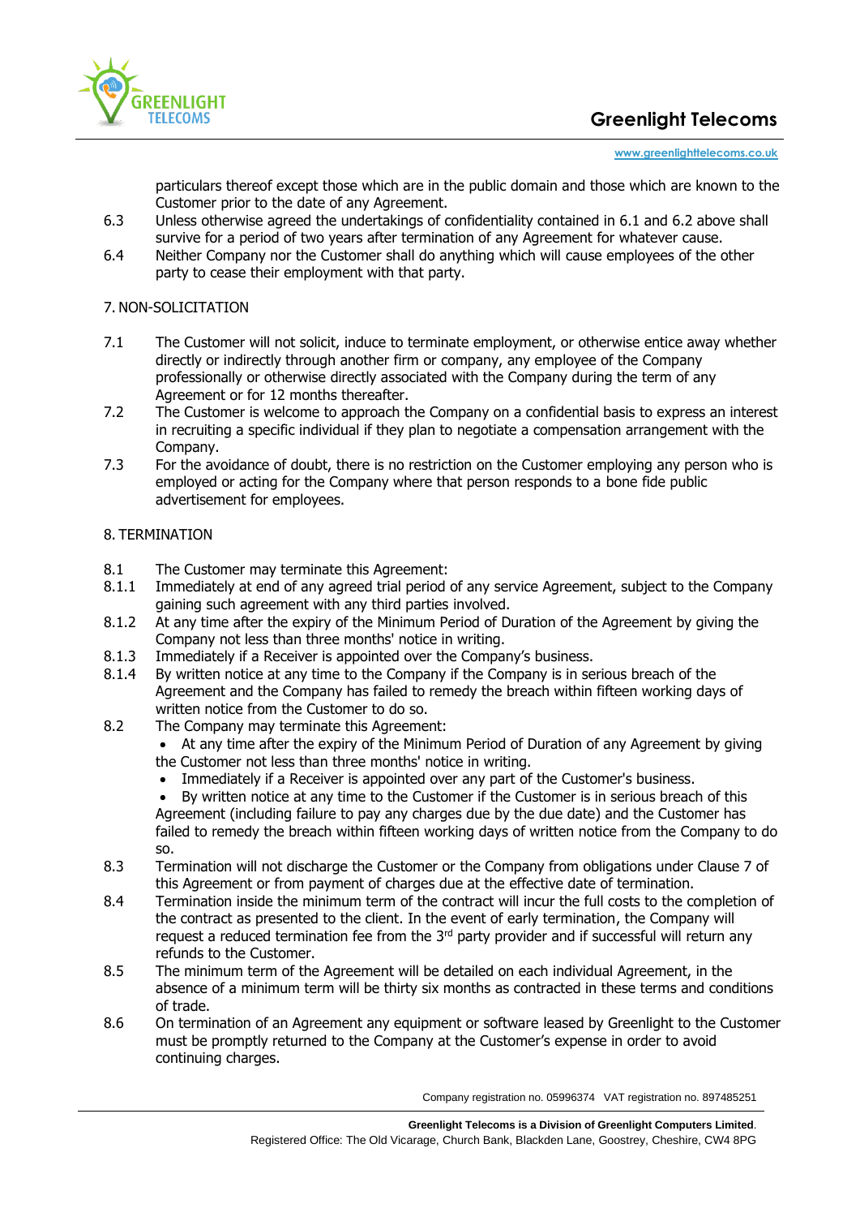particulars thereof except those which are in the public domain and those which are known to the Customer prior to the date of any Agreement.

6.3 Unless otherwise agreed the undertakings of confidentiality contained in 6.1 and 6.2 above shall survive for a period of two years after termination of any Agreement for whatever cause.

6.4 Neither Company nor the Customer shall do anything which will cause employees of the other party to cease their employment with that party.

7. NON-SOLICITATION

7.1 The Customer will not solicit, induce to terminate employment, or otherwise entice away whether directly or indirectly through another firm or company, any employee of the Company professionally or otherwise directly associated with the Company during the term of any Agreement or for 12 months thereafter.

7.2 The Customer is welcome to approach the Company on a confidential basis to express an interest in recruiting a specific individual if they plan to negotiate a compensation arrangement with the Company.

7.3 For the avoidance of doubt, there is no restriction on the Customer employing any person who is employed or acting for the Company where that person responds to a bone fide public advertisement for employees.

8. TERMINATION

8.1 The Customer may terminate this Agreement:

8.1.1 Immediately at end of any agreed trial period of any service Agreement, subject to the Company gaining such agreement with any third parties involved.

8.1.2 At any time after the expiry of the Minimum Period of Duration of the Agreement by giving the Company not less than three months' notice in writing.

8.1.3 Immediately if a Receiver is appointed over the Company's business.

8.1.4 By written notice at any time to the Company if the Company is in serious breach of the Agreement and the Company has failed to remedy the breach within fifteen working days of written notice from the Customer to do so.

8.2 The Company may terminate this Agreement:

- At any time after the expiry of the Minimum Period of Duration of any Agreement by giving the Customer not less than three months' notice in writing.
- Immediately if a Receiver is appointed over any part of the Customer's business.
- By written notice at any time to the Customer if the Customer is in serious breach of this Agreement (including failure to pay any charges due by the due date) and the Customer has failed to remedy the breach within fifteen working days of written notice from the Company to do so.

8.3 Termination will not discharge the Customer or the Company from obligations under Clause 7 of this Agreement or from payment of charges due at the effective date of termination.

8.4 Termination inside the minimum term of the contract will incur the full costs to the completion of the contract as presented to the client. In the event of early termination, the Company will request a reduced termination fee from the 3rd party provider and if successful will return any refunds to the Customer.

8.5 The minimum term of the Agreement will be detailed on each individual Agreement, in the absence of a minimum term will be thirty six months as contracted in these terms and conditions of trade.

8.6 On termination of an Agreement any equipment or software leased by Greenlight to the Customer must be promptly returned to the Company at the Customer's expense in order to avoid continuing charges.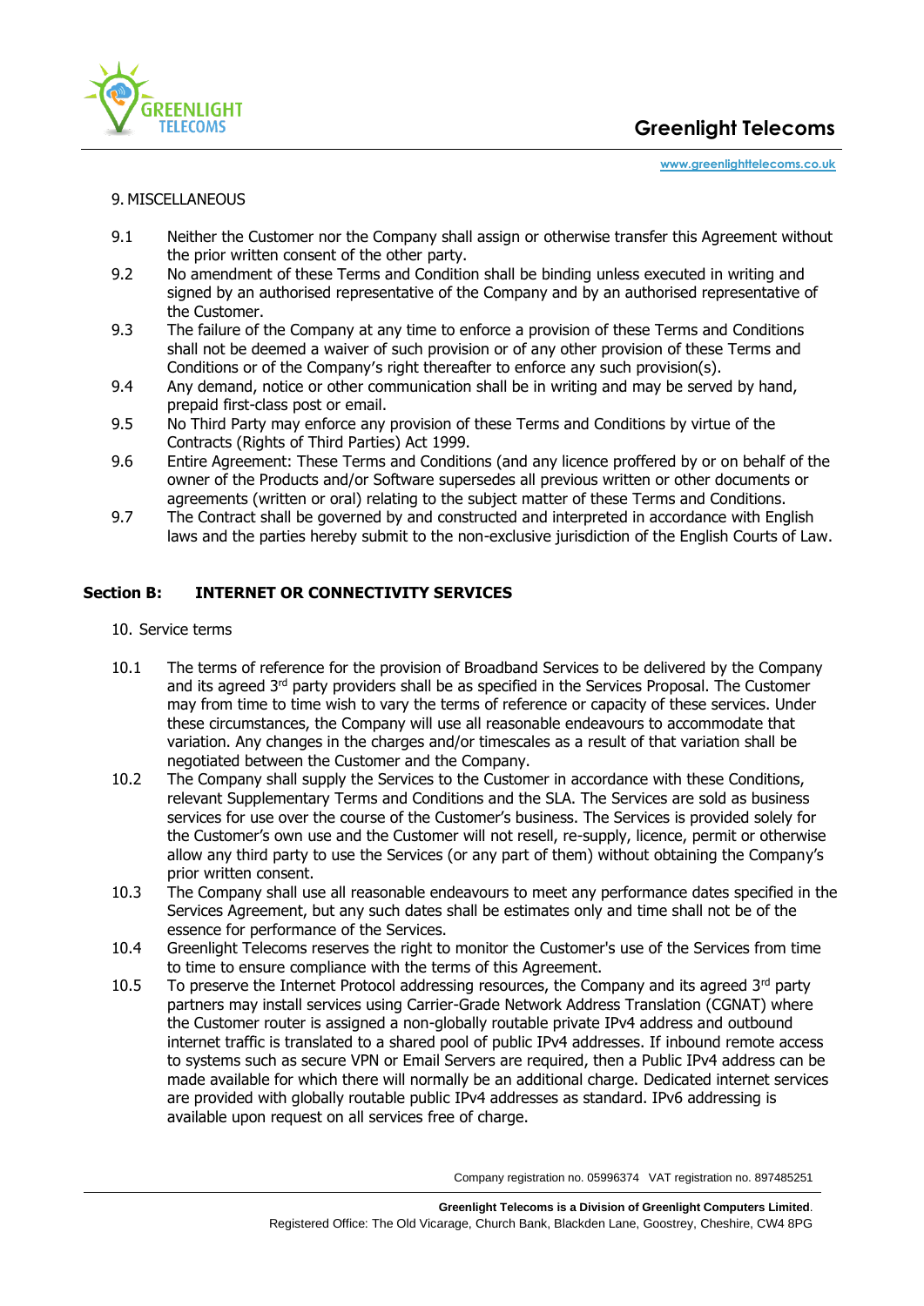9. MISCELLANEOUS

9.1 Neither the Customer nor the Company shall assign or otherwise transfer this Agreement without the prior written consent of the other party.

9.2 No amendment of these Terms and Condition shall be binding unless executed in writing and signed by an authorised representative of the Company and by an authorised representative of the Customer.

9.3 The failure of the Company at any time to enforce a provision of these Terms and Conditions shall not be deemed a waiver of such provision or of any other provision of these Terms and Conditions or of the Company's right thereafter to enforce any such provision(s).

9.4 Any demand, notice or other communication shall be in writing and may be served by hand, prepaid first-class post or email.

9.5 No Third Party may enforce any provision of these Terms and Conditions by virtue of the Contracts (Rights of Third Parties) Act 1999.

9.6 Entire Agreement: These Terms and Conditions (and any licence proffered by or on behalf of the owner of the Products and/or Software supersedes all previous written or other documents or agreements (written or oral) relating to the subject matter of these Terms and Conditions.

9.7 The Contract shall be governed by and constructed and interpreted in accordance with English laws and the parties hereby submit to the non-exclusive jurisdiction of the English Courts of Law.

## Section B: INTERNET OR CONNECTIVITY SERVICES

10. Service terms

10.1 The terms of reference for the provision of Broadband Services to be delivered by the Company and its agreed 3rd party providers shall be as specified in the Services Proposal. The Customer may from time to time wish to vary the terms of reference or capacity of these services. Under these circumstances, the Company will use all reasonable endeavours to accommodate that variation. Any changes in the charges and/or timescales as a result of that variation shall be negotiated between the Customer and the Company.

10.2 The Company shall supply the Services to the Customer in accordance with these Conditions, relevant Supplementary Terms and Conditions and the SLA. The Services are sold as business services for use over the course of the Customer's business. The Services is provided solely for the Customer's own use and the Customer will not resell, re-supply, licence, permit or otherwise allow any third party to use the Services (or any part of them) without obtaining the Company's prior written consent.

10.3 The Company shall use all reasonable endeavours to meet any performance dates specified in the Services Agreement, but any such dates shall be estimates only and time shall not be of the essence for performance of the Services.

10.4 Greenlight Telecoms reserves the right to monitor the Customer's use of the Services from time to time to ensure compliance with the terms of this Agreement.

10.5 To preserve the Internet Protocol addressing resources, the Company and its agreed 3rd party partners may install services using Carrier-Grade Network Address Translation (CGNAT) where the Customer router is assigned a non-globally routable private IPv4 address and outbound internet traffic is translated to a shared pool of public IPv4 addresses. If inbound remote access to systems such as secure VPN or Email Servers are required, then a Public IPv4 address can be made available for which there will normally be an additional charge. Dedicated internet services are provided with globally routable public IPv4 addresses as standard. IPv6 addressing is available upon request on all services free of charge.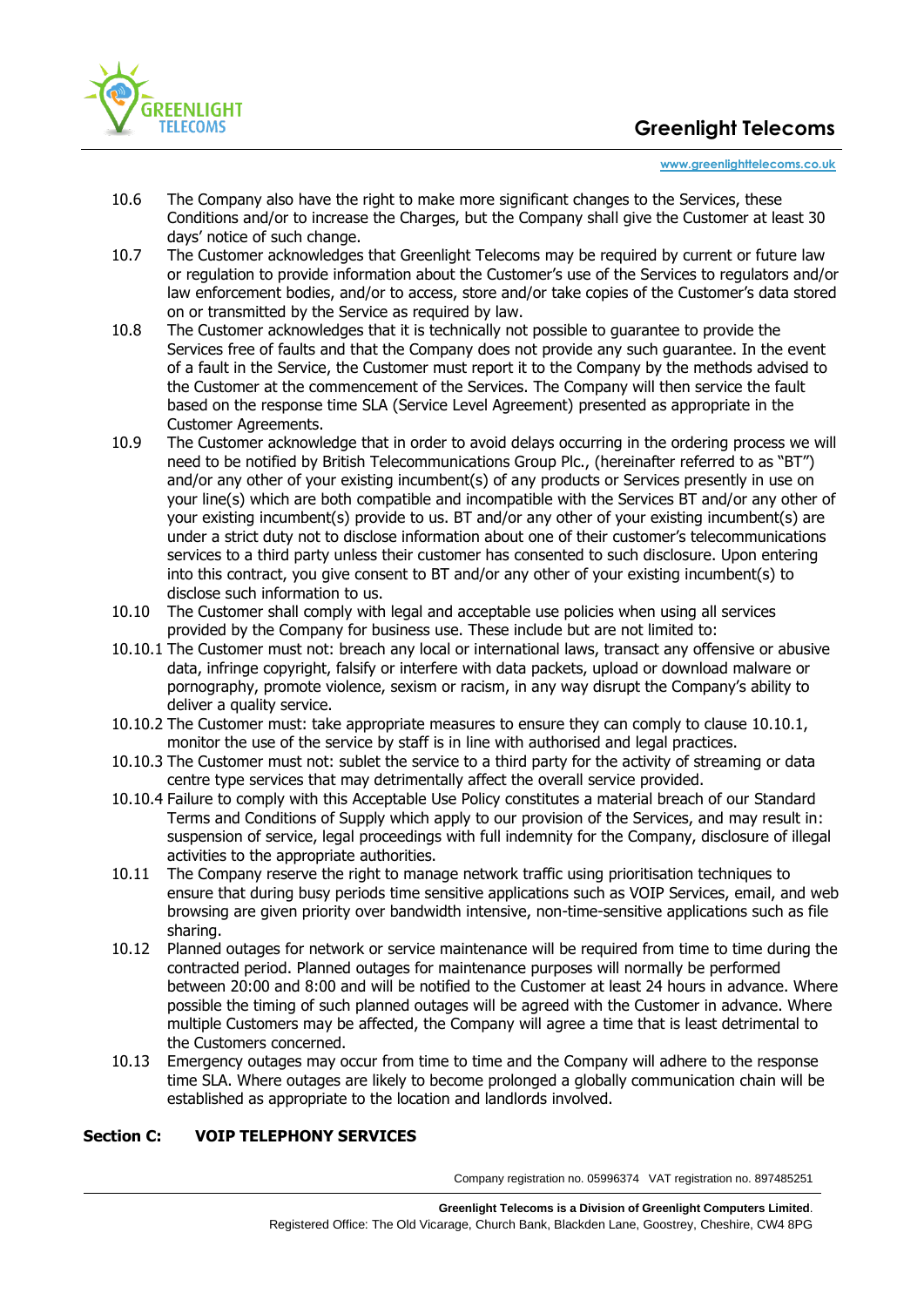10.6 The Company also have the right to make more significant changes to the Services, these Conditions and/or to increase the Charges, but the Company shall give the Customer at least 30 days' notice of such change.

10.7 The Customer acknowledges that Greenlight Telecoms may be required by current or future law or regulation to provide information about the Customer's use of the Services to regulators and/or law enforcement bodies, and/or to access, store and/or take copies of the Customer's data stored on or transmitted by the Service as required by law.

10.8 The Customer acknowledges that it is technically not possible to guarantee to provide the Services free of faults and that the Company does not provide any such guarantee. In the event of a fault in the Service, the Customer must report it to the Company by the methods advised to the Customer at the commencement of the Services. The Company will then service the fault based on the response time SLA (Service Level Agreement) presented as appropriate in the Customer Agreements.

10.9 The Customer acknowledge that in order to avoid delays occurring in the ordering process we will need to be notified by British Telecommunications Group Plc., (hereinafter referred to as "BT") and/or any other of your existing incumbent(s) of any products or Services presently in use on your line(s) which are both compatible and incompatible with the Services BT and/or any other of your existing incumbent(s) provide to us. BT and/or any other of your existing incumbent(s) are under a strict duty not to disclose information about one of their customer's telecommunications services to a third party unless their customer has consented to such disclosure. Upon entering into this contract, you give consent to BT and/or any other of your existing incumbent(s) to disclose such information to us.

10.10 The Customer shall comply with legal and acceptable use policies when using all services provided by the Company for business use. These include but are not limited to:

10.10.1 The Customer must not: breach any local or international laws, transact any offensive or abusive data, infringe copyright, falsify or interfere with data packets, upload or download malware or pornography, promote violence, sexism or racism, in any way disrupt the Company's ability to deliver a quality service.

10.10.2 The Customer must: take appropriate measures to ensure they can comply to clause 10.10.1, monitor the use of the service by staff is in line with authorised and legal practices.

10.10.3 The Customer must not: sublet the service to a third party for the activity of streaming or data centre type services that may detrimentally affect the overall service provided.

10.10.4 Failure to comply with this Acceptable Use Policy constitutes a material breach of our Standard Terms and Conditions of Supply which apply to our provision of the Services, and may result in: suspension of service, legal proceedings with full indemnity for the Company, disclosure of illegal activities to the appropriate authorities.

10.11 The Company reserve the right to manage network traffic using prioritisation techniques to ensure that during busy periods time sensitive applications such as VOIP Services, email, and web browsing are given priority over bandwidth intensive, non-time-sensitive applications such as file sharing.

10.12 Planned outages for network or service maintenance will be required from time to time during the contracted period. Planned outages for maintenance purposes will normally be performed between 20:00 and 8:00 and will be notified to the Customer at least 24 hours in advance. Where possible the timing of such planned outages will be agreed with the Customer in advance. Where multiple Customers may be affected, the Company will agree a time that is least detrimental to the Customers concerned.

10.13 Emergency outages may occur from time to time and the Company will adhere to the response time SLA. Where outages are likely to become prolonged a globally communication chain will be established as appropriate to the location and landlords involved.

## Section C: VOIP TELEPHONY SERVICES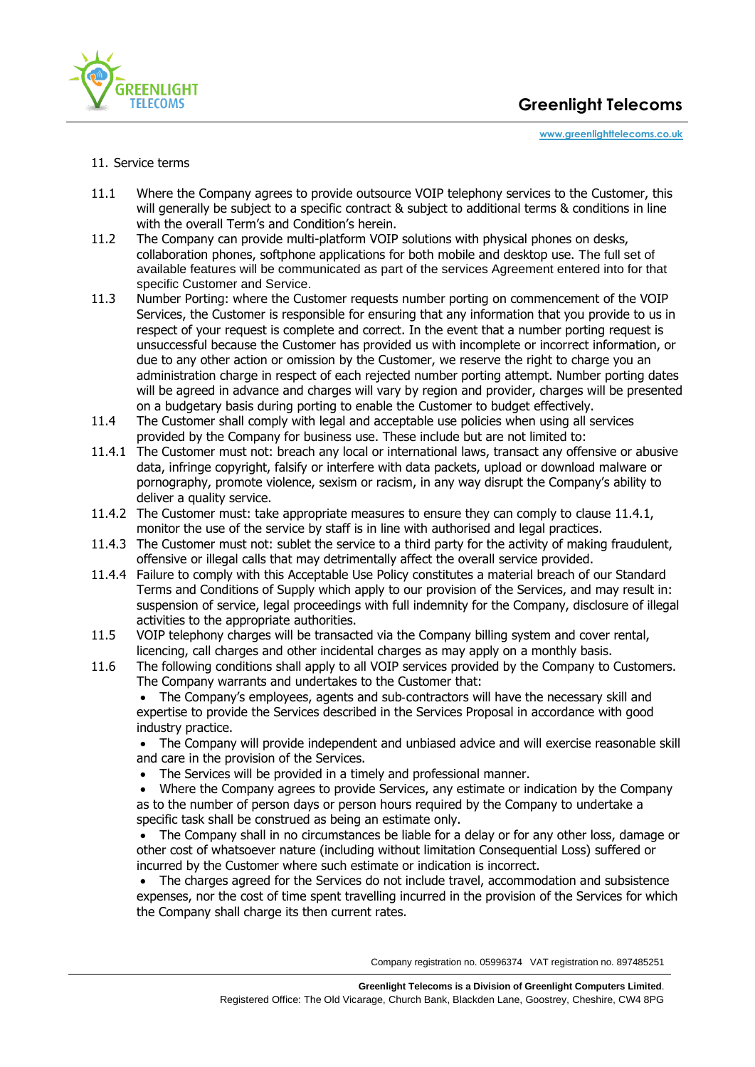## 11. Service terms

11.1 Where the Company agrees to provide outsource VOIP telephony services to the Customer, this will generally be subject to a specific contract & subject to additional terms & conditions in line with the overall Term's and Condition's herein.

11.2 The Company can provide multi-platform VOIP solutions with physical phones on desks, collaboration phones, softphone applications for both mobile and desktop use. The full set of available features will be communicated as part of the services Agreement entered into for that specific Customer and Service.

11.3 Number Porting: where the Customer requests number porting on commencement of the VOIP Services, the Customer is responsible for ensuring that any information that you provide to us in respect of your request is complete and correct. In the event that a number porting request is unsuccessful because the Customer has provided us with incomplete or incorrect information, or due to any other action or omission by the Customer, we reserve the right to charge you an administration charge in respect of each rejected number porting attempt. Number porting dates will be agreed in advance and charges will vary by region and provider, charges will be presented on a budgetary basis during porting to enable the Customer to budget effectively.

11.4 The Customer shall comply with legal and acceptable use policies when using all services provided by the Company for business use. These include but are not limited to:

11.4.1 The Customer must not: breach any local or international laws, transact any offensive or abusive data, infringe copyright, falsify or interfere with data packets, upload or download malware or pornography, promote violence, sexism or racism, in any way disrupt the Company's ability to deliver a quality service.

11.4.2 The Customer must: take appropriate measures to ensure they can comply to clause 11.4.1, monitor the use of the service by staff is in line with authorised and legal practices.

11.4.3 The Customer must not: sublet the service to a third party for the activity of making fraudulent, offensive or illegal calls that may detrimentally affect the overall service provided.

11.4.4 Failure to comply with this Acceptable Use Policy constitutes a material breach of our Standard Terms and Conditions of Supply which apply to our provision of the Services, and may result in: suspension of service, legal proceedings with full indemnity for the Company, disclosure of illegal activities to the appropriate authorities.

11.5 VOIP telephony charges will be transacted via the Company billing system and cover rental, licencing, call charges and other incidental charges as may apply on a monthly basis.

11.6 The following conditions shall apply to all VOIP services provided by the Company to Customers. The Company warrants and undertakes to the Customer that:

- The Company's employees, agents and sub-contractors will have the necessary skill and expertise to provide the Services described in the Services Proposal in accordance with good industry practice.
- The Company will provide independent and unbiased advice and will exercise reasonable skill and care in the provision of the Services.
- The Services will be provided in a timely and professional manner.
- Where the Company agrees to provide Services, any estimate or indication by the Company as to the number of person days or person hours required by the Company to undertake a specific task shall be construed as being an estimate only.
- The Company shall in no circumstances be liable for a delay or for any other loss, damage or other cost of whatsoever nature (including without limitation Consequential Loss) suffered or incurred by the Customer where such estimate or indication is incorrect.
- The charges agreed for the Services do not include travel, accommodation and subsistence expenses, nor the cost of time spent travelling incurred in the provision of the Services for which the Company shall charge its then current rates.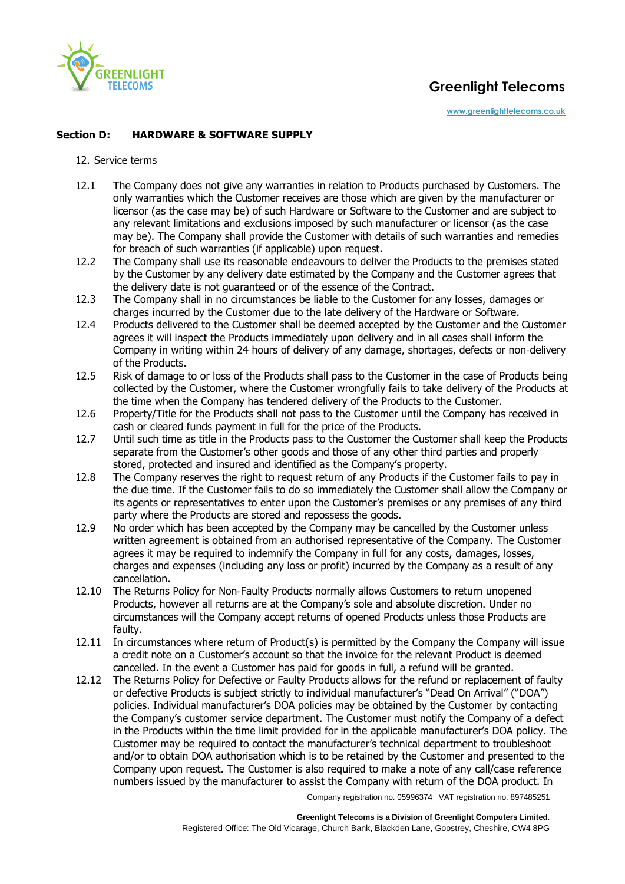## Section D: HARDWARE & SOFTWARE SUPPLY

12. Service terms

12.1 The Company does not give any warranties in relation to Products purchased by Customers. The only warranties which the Customer receives are those which are given by the manufacturer or licensor (as the case may be) of such Hardware or Software to the Customer and are subject to any relevant limitations and exclusions imposed by such manufacturer or licensor (as the case may be). The Company shall provide the Customer with details of such warranties and remedies for breach of such warranties (if applicable) upon request.

12.2 The Company shall use its reasonable endeavours to deliver the Products to the premises stated by the Customer by any delivery date estimated by the Company and the Customer agrees that the delivery date is not guaranteed or of the essence of the Contract.

12.3 The Company shall in no circumstances be liable to the Customer for any losses, damages or charges incurred by the Customer due to the late delivery of the Hardware or Software.

12.4 Products delivered to the Customer shall be deemed accepted by the Customer and the Customer agrees it will inspect the Products immediately upon delivery and in all cases shall inform the Company in writing within 24 hours of delivery of any damage, shortages, defects or non-delivery of the Products.

12.5 Risk of damage to or loss of the Products shall pass to the Customer in the case of Products being collected by the Customer, where the Customer wrongfully fails to take delivery of the Products at the time when the Company has tendered delivery of the Products to the Customer.

12.6 Property/Title for the Products shall not pass to the Customer until the Company has received in cash or cleared funds payment in full for the price of the Products.

12.7 Until such time as title in the Products pass to the Customer the Customer shall keep the Products separate from the Customer's other goods and those of any other third parties and properly stored, protected and insured and identified as the Company's property.

12.8 The Company reserves the right to request return of any Products if the Customer fails to pay in the due time. If the Customer fails to do so immediately the Customer shall allow the Company or its agents or representatives to enter upon the Customer's premises or any premises of any third party where the Products are stored and repossess the goods.

12.9 No order which has been accepted by the Company may be cancelled by the Customer unless written agreement is obtained from an authorised representative of the Company. The Customer agrees it may be required to indemnify the Company in full for any costs, damages, losses, charges and expenses (including any loss or profit) incurred by the Company as a result of any cancellation.

12.10 The Returns Policy for Non-Faulty Products normally allows Customers to return unopened Products, however all returns are at the Company's sole and absolute discretion. Under no circumstances will the Company accept returns of opened Products unless those Products are faulty.

12.11 In circumstances where return of Product(s) is permitted by the Company the Company will issue a credit note on a Customer's account so that the invoice for the relevant Product is deemed cancelled. In the event a Customer has paid for goods in full, a refund will be granted.

12.12 The Returns Policy for Defective or Faulty Products allows for the refund or replacement of faulty or defective Products is subject strictly to individual manufacturer's "Dead On Arrival" ("DOA") policies. Individual manufacturer's DOA policies may be obtained by the Customer by contacting the Company's customer service department. The Customer must notify the Company of a defect in the Products within the time limit provided for in the applicable manufacturer's DOA policy. The Customer may be required to contact the manufacturer's technical department to troubleshoot and/or to obtain DOA authorisation which is to be retained by the Customer and presented to the Company upon request. The Customer is also required to make a note of any call/case reference numbers issued by the manufacturer to assist the Company with return of the DOA product. In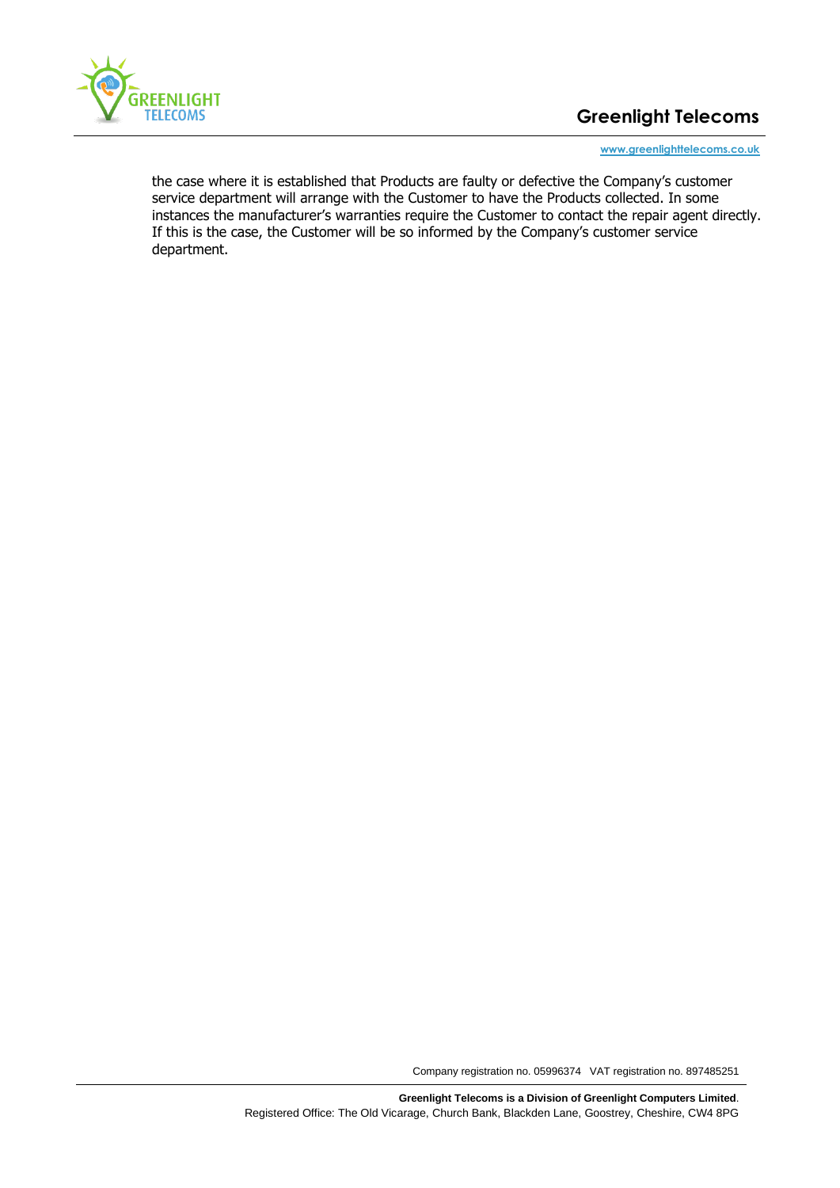the case where it is established that Products are faulty or defective the Company's customer service department will arrange with the Customer to have the Products collected. In some instances the manufacturer's warranties require the Customer to contact the repair agent directly. If this is the case, the Customer will be so informed by the Company's customer service department.